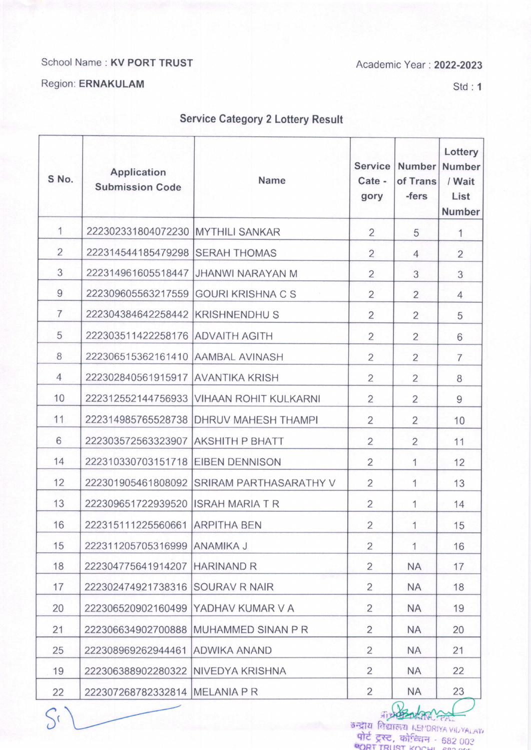School Name : **KV PORT TRUST**

Academic Year : **2022-2023**

Region: **ERNAKULAM**

Std : **1**

## Service Category 2 Lottery Result

| S No. | Application Submission Code | Name | Service Cate - gory | Number of Trans -fers | Lottery Number / Wait List Number |
|---|---|---|---|---|---|
| 1 | 222302331804072230 | MYTHILI SANKAR | 2 | 5 | 1 |
| 2 | 222314544185479298 | SERAH THOMAS | 2 | 4 | 2 |
| 3 | 222314961605518447 | JHANWI NARAYAN M | 2 | 3 | 3 |
| 9 | 222309605563217559 | GOURI KRISHNA C S | 2 | 2 | 4 |
| 7 | 222304384642258442 | KRISHNENDHU S | 2 | 2 | 5 |
| 5 | 222303511422258176 | ADVAITH AGITH | 2 | 2 | 6 |
| 8 | 222306515362161410 | AAMBAL AVINASH | 2 | 2 | 7 |
| 4 | 222302840561915917 | AVANTIKA KRISH | 2 | 2 | 8 |
| 10 | 222312552144756933 | VIHAAN ROHIT KULKARNI | 2 | 2 | 9 |
| 11 | 222314985765528738 | DHRUV MAHESH THAMPI | 2 | 2 | 10 |
| 6 | 222303572563323907 | AKSHITH P BHATT | 2 | 2 | 11 |
| 14 | 222310330703151718 | EIBEN DENNISON | 2 | 1 | 12 |
| 12 | 222301905461808092 | SRIRAM PARTHASARATHY V | 2 | 1 | 13 |
| 13 | 222309651722939520 | ISRAH MARIA T R | 2 | 1 | 14 |
| 16 | 222315111225560661 | ARPITHA BEN | 2 | 1 | 15 |
| 15 | 222311205705316999 | ANAMIKA J | 2 | 1 | 16 |
| 18 | 222304775641914207 | HARINAND R | 2 | NA | 17 |
| 17 | 222302474921738316 | SOURAV R NAIR | 2 | NA | 18 |
| 20 | 222306520902160499 | YADHAV KUMAR V A | 2 | NA | 19 |
| 21 | 222306634902700888 | MUHAMMED SINAN P R | 2 | NA | 20 |
| 25 | 222308969262944461 | ADWIKA ANAND | 2 | NA | 21 |
| 19 | 222306388902280322 | NIVEDYA KRISHNA | 2 | NA | 22 |
| 22 | 222307268782332814 | MELANIA P R | 2 | NA | 23 |

प्राचार्य / PRINCIPAL
केन्द्रीय विद्यालय KENDRIYA VIDYALAYA
पोर्ट ट्रस्ट, कोच्चि - 682 003
PORT TRUST, KOCHI - 682 003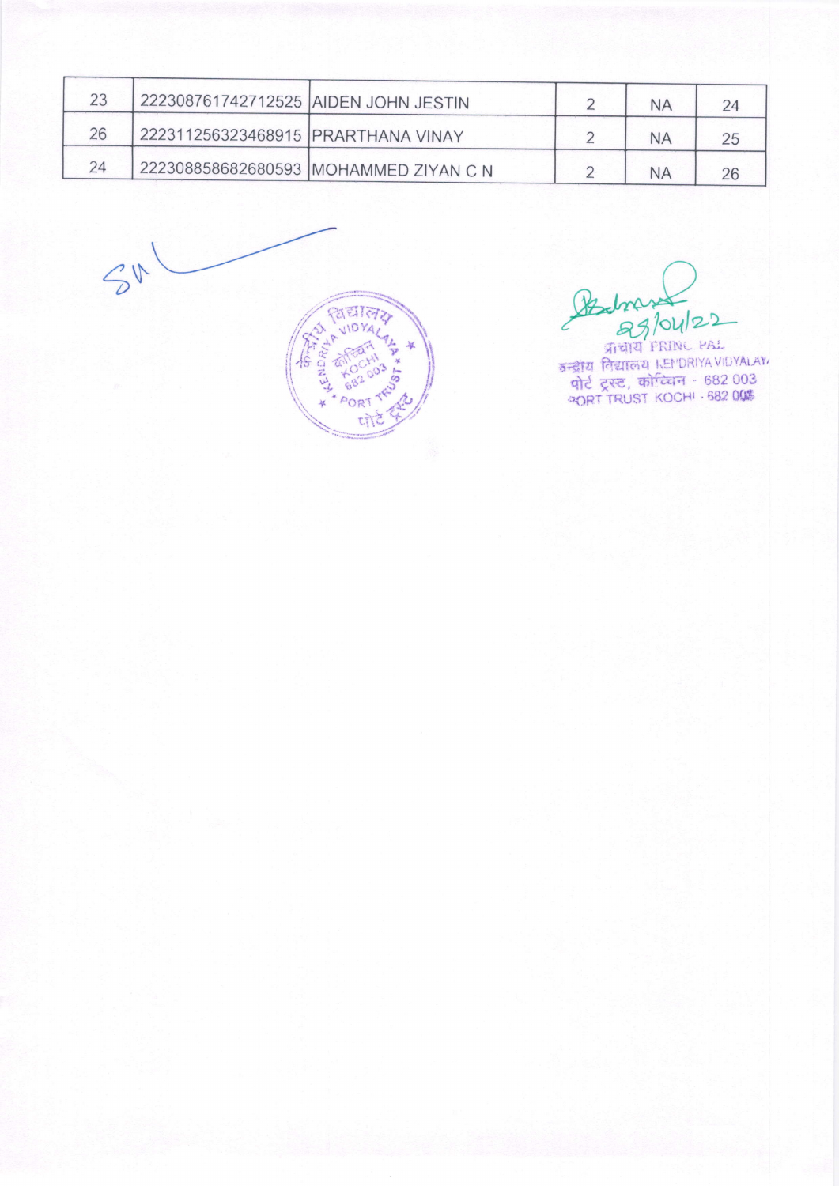| | | | | | |
|---|---|---|---|---|---|
| 23 | 222308761742712525 | AIDEN JOHN JESTIN | 2 | NA | 24 |
| 26 | 222311256323468915 | PRARTHANA VINAY | 2 | NA | 25 |
| 24 | 222308858682680593 | MOHAMMED ZIYAN C N | 2 | NA | 26 |

केन्द्रीय विद्यालय KENDRIYA VIDYALAYA कोच्चिन KOCHI 682 003 PORT TRUST पोर्ट ट्रस्ट

23/04/22

प्राचार्य PRINCIPAL
केन्द्रीय विद्यालय KENDRIYA VIDYALAYA
पोर्ट ट्रस्ट, कोच्चिन - 682 003
PORT TRUST KOCHI - 682 003